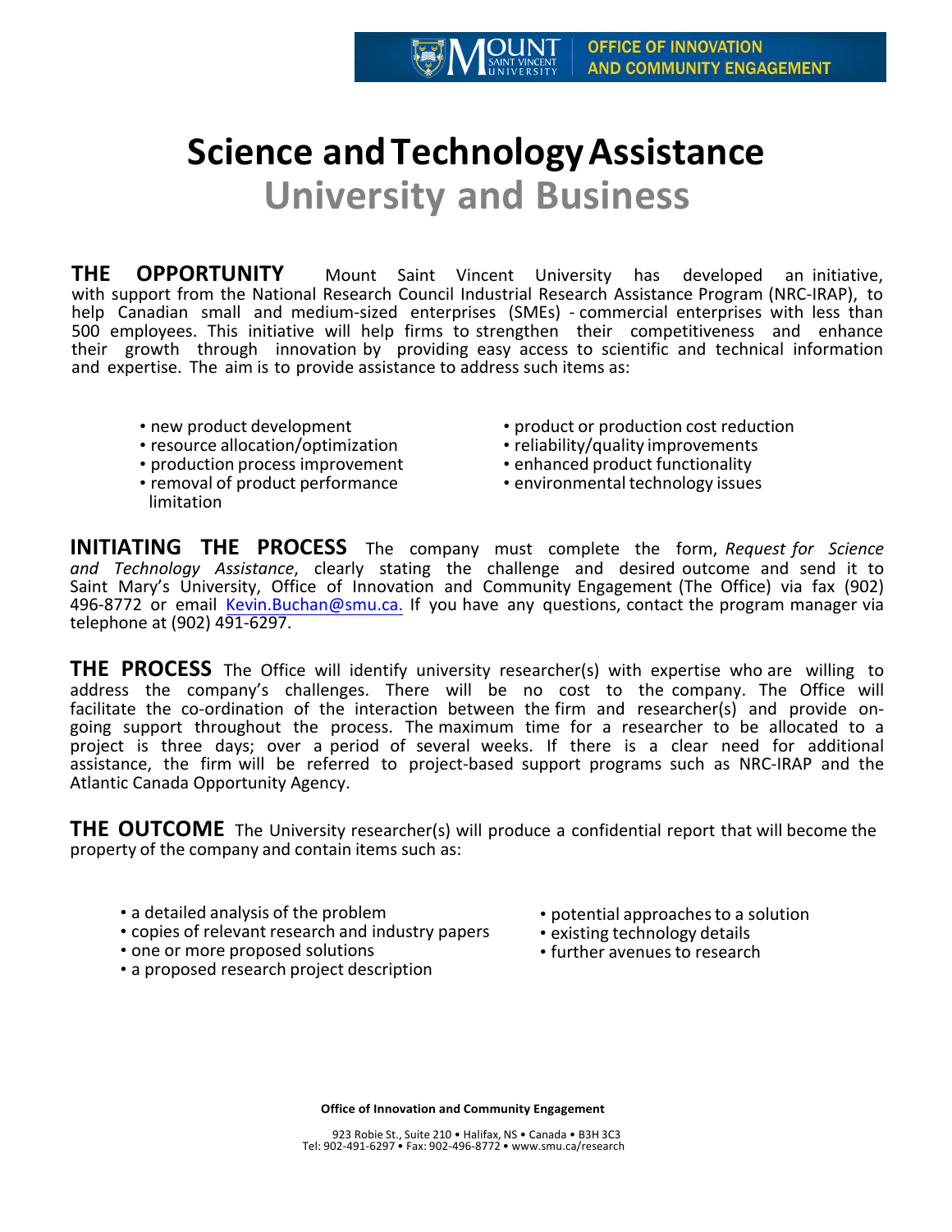MOUNT SAINT VINCENT UNIVERSITY | OFFICE OF INNOVATION AND COMMUNITY ENGAGEMENT

# Science and Technology Assistance

## University and Business

**THE OPPORTUNITY** Mount Saint Vincent University has developed an initiative, with support from the National Research Council Industrial Research Assistance Program (NRC-IRAP), to help Canadian small and medium-sized enterprises (SMEs) - commercial enterprises with less than 500 employees. This initiative will help firms to strengthen their competitiveness and enhance their growth through innovation by providing easy access to scientific and technical information and expertise. The aim is to provide assistance to address such items as:

- new product development
- resource allocation/optimization
- production process improvement
- removal of product performance limitation
- product or production cost reduction
- reliability/quality improvements
- enhanced product functionality
- environmental technology issues

**INITIATING THE PROCESS** The company must complete the form, *Request for Science and Technology Assistance*, clearly stating the challenge and desired outcome and send it to Saint Mary's University, Office of Innovation and Community Engagement (The Office) via fax (902) 496-8772 or email Kevin.Buchan@smu.ca. If you have any questions, contact the program manager via telephone at (902) 491-6297.

**THE PROCESS** The Office will identify university researcher(s) with expertise who are willing to address the company's challenges. There will be no cost to the company. The Office will facilitate the co-ordination of the interaction between the firm and researcher(s) and provide on-going support throughout the process. The maximum time for a researcher to be allocated to a project is three days; over a period of several weeks. If there is a clear need for additional assistance, the firm will be referred to project-based support programs such as NRC-IRAP and the Atlantic Canada Opportunity Agency.

**THE OUTCOME** The University researcher(s) will produce a confidential report that will become the property of the company and contain items such as:

- a detailed analysis of the problem
- copies of relevant research and industry papers
- one or more proposed solutions
- a proposed research project description
- potential approaches to a solution
- existing technology details
- further avenues to research

**Office of Innovation and Community Engagement**

923 Robie St., Suite 210 • Halifax, NS • Canada • B3H 3C3
Tel: 902-491-6297 • Fax: 902-496-8772 • www.smu.ca/research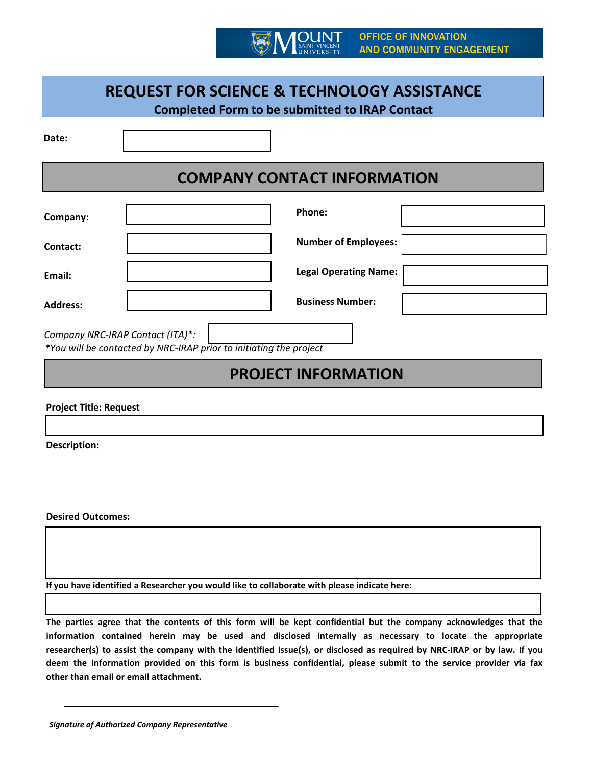OFFICE OF INNOVATION AND COMMUNITY ENGAGEMENT

# REQUEST FOR SCIENCE & TECHNOLOGY ASSISTANCE

**Completed Form to be submitted to IRAP Contact**

**Date:**

## COMPANY CONTACT INFORMATION

| | | | |
|---|---|---|---|
| **Company:** | | **Phone:** | |
| **Contact:** | | **Number of Employees:** | |
| **Email:** | | **Legal Operating Name:** | |
| **Address:** | | **Business Number:** | |

*Company NRC-IRAP Contact (ITA)*:*

**You will be contacted by NRC-IRAP prior to initiating the project*

## PROJECT INFORMATION

**Project Title: Request**

**Description:**

**Desired Outcomes:**

**If you have identified a Researcher you would like to collaborate with please indicate here:**

**The parties agree that the contents of this form will be kept confidential but the company acknowledges that the information contained herein may be used and disclosed internally as necessary to locate the appropriate researcher(s) to assist the company with the identified issue(s), or disclosed as required by NRC-IRAP or by law. If you deem the information provided on this form is business confidential, please submit to the service provider via fax other than email or email attachment.**

_______________________________________

***Signature of Authorized Company Representative***